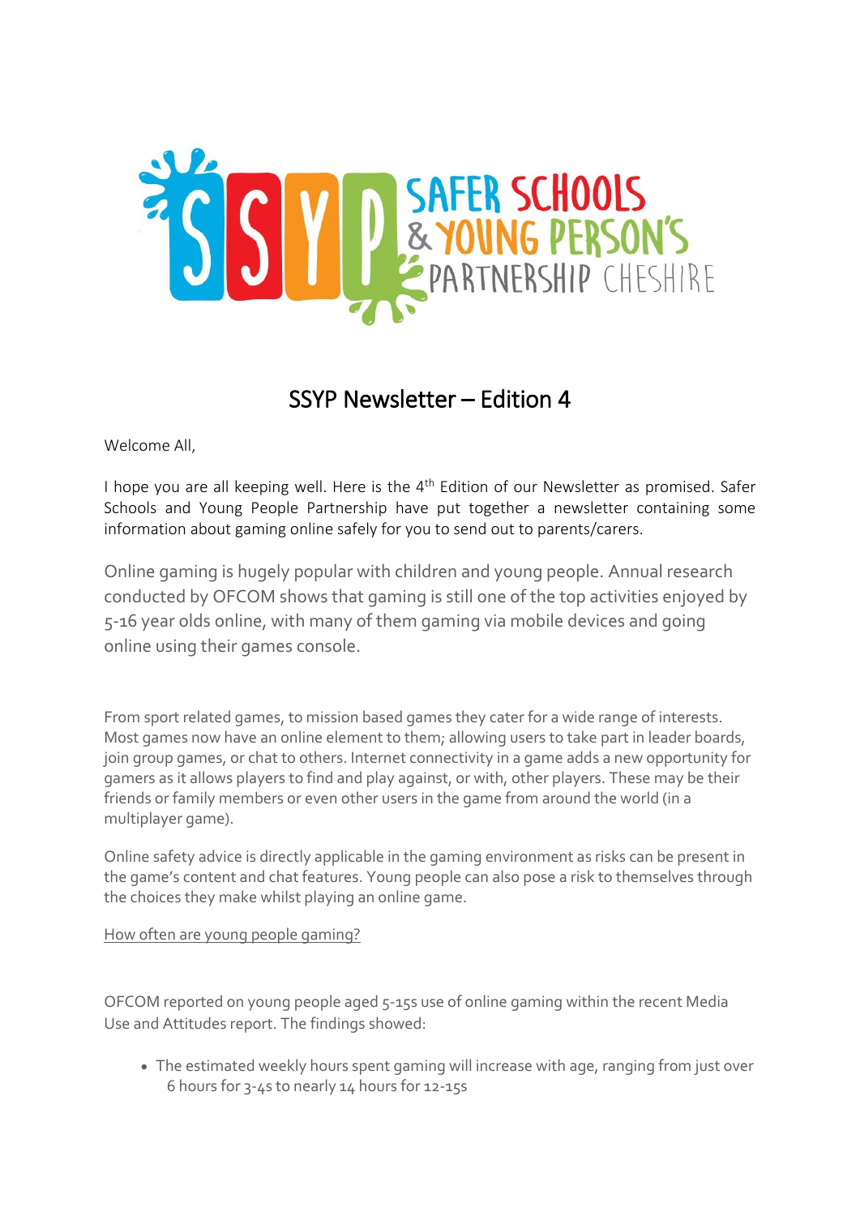# SSYP Newsletter – Edition 4

Welcome All,

I hope you are all keeping well. Here is the 4th Edition of our Newsletter as promised. Safer Schools and Young People Partnership have put together a newsletter containing some information about gaming online safely for you to send out to parents/carers.

Online gaming is hugely popular with children and young people. Annual research conducted by OFCOM shows that gaming is still one of the top activities enjoyed by 5-16 year olds online, with many of them gaming via mobile devices and going online using their games console.

From sport related games, to mission based games they cater for a wide range of interests. Most games now have an online element to them; allowing users to take part in leader boards, join group games, or chat to others. Internet connectivity in a game adds a new opportunity for gamers as it allows players to find and play against, or with, other players. These may be their friends or family members or even other users in the game from around the world (in a multiplayer game).

Online safety advice is directly applicable in the gaming environment as risks can be present in the game's content and chat features. Young people can also pose a risk to themselves through the choices they make whilst playing an online game.

How often are young people gaming?

OFCOM reported on young people aged 5-15s use of online gaming within the recent Media Use and Attitudes report. The findings showed:

- The estimated weekly hours spent gaming will increase with age, ranging from just over 6 hours for 3-4s to nearly 14 hours for 12-15s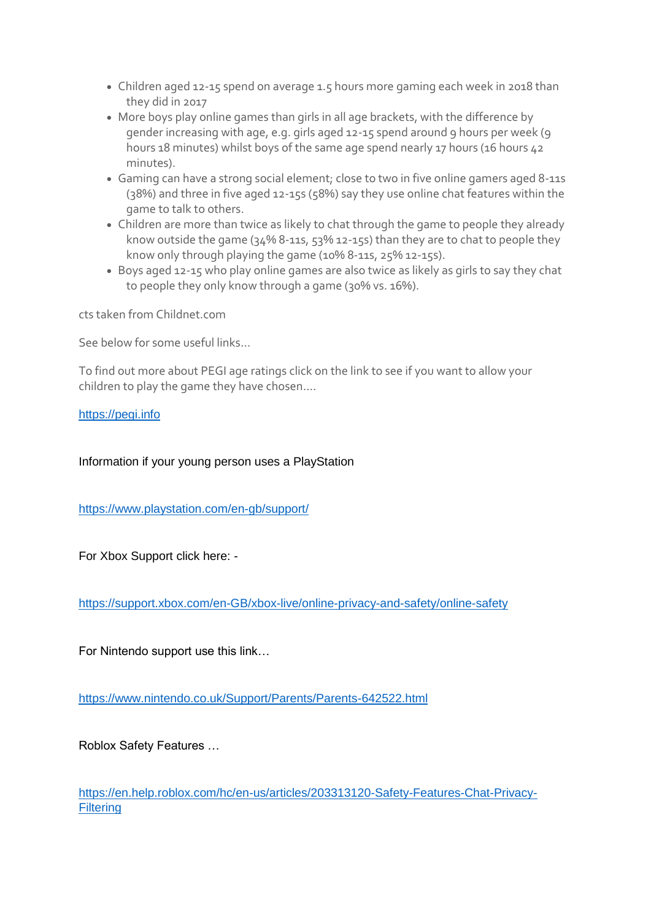- Children aged 12-15 spend on average 1.5 hours more gaming each week in 2018 than they did in 2017
- More boys play online games than girls in all age brackets, with the difference by gender increasing with age, e.g. girls aged 12-15 spend around 9 hours per week (9 hours 18 minutes) whilst boys of the same age spend nearly 17 hours (16 hours 42 minutes).
- Gaming can have a strong social element; close to two in five online gamers aged 8-11s (38%) and three in five aged 12-15s (58%) say they use online chat features within the game to talk to others.
- Children are more than twice as likely to chat through the game to people they already know outside the game (34% 8-11s, 53% 12-15s) than they are to chat to people they know only through playing the game (10% 8-11s, 25% 12-15s).
- Boys aged 12-15 who play online games are also twice as likely as girls to say they chat to people they only know through a game (30% vs. 16%).

cts taken from Childnet.com

See below for some useful links…

To find out more about PEGI age ratings click on the link to see if you want to allow your children to play the game they have chosen….

https://pegi.info

Information if your young person uses a PlayStation

https://www.playstation.com/en-gb/support/

For Xbox Support click here: -

https://support.xbox.com/en-GB/xbox-live/online-privacy-and-safety/online-safety

For Nintendo support use this link…

https://www.nintendo.co.uk/Support/Parents/Parents-642522.html

Roblox Safety Features …

https://en.help.roblox.com/hc/en-us/articles/203313120-Safety-Features-Chat-Privacy-Filtering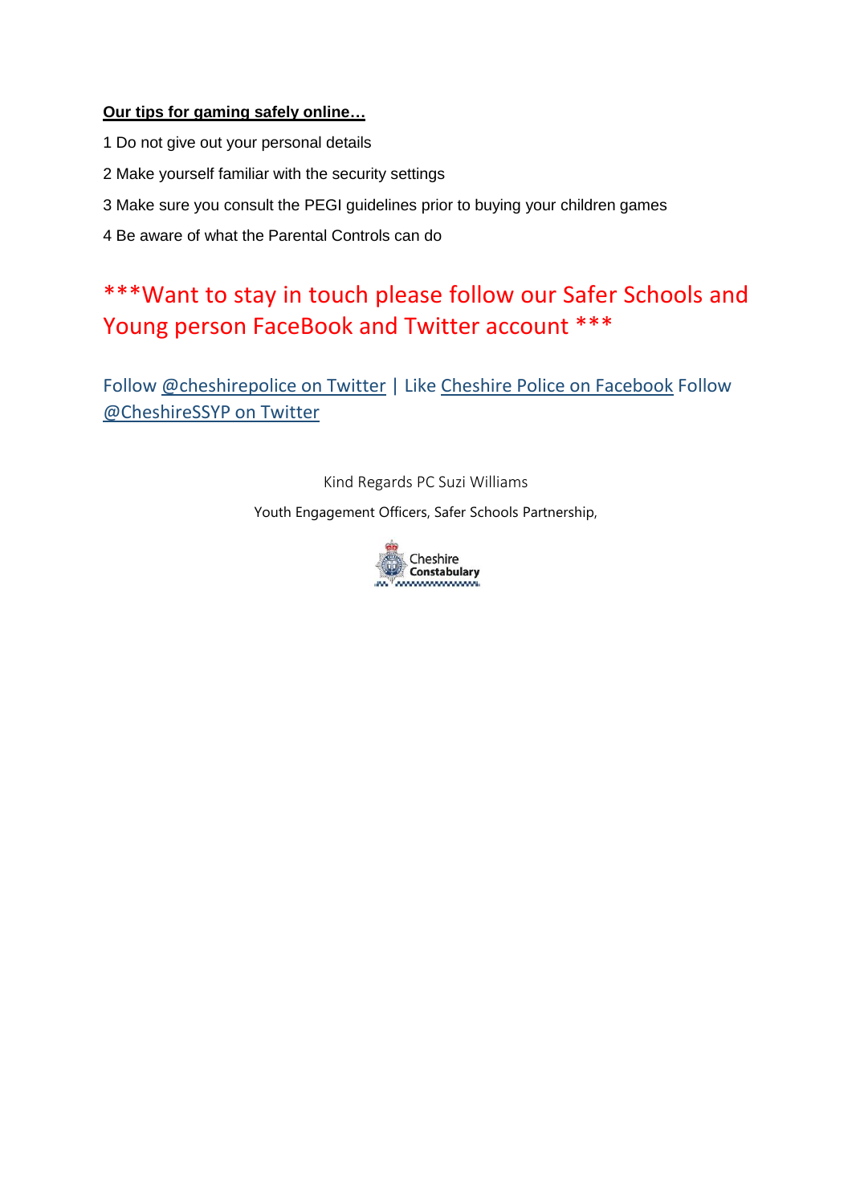**Our tips for gaming safely online…**

1 Do not give out your personal details

2 Make yourself familiar with the security settings

3 Make sure you consult the PEGI guidelines prior to buying your children games

4 Be aware of what the Parental Controls can do

***Want to stay in touch please follow our Safer Schools and Young person FaceBook and Twitter account ***

Follow @cheshirepolice on Twitter | Like Cheshire Police on Facebook Follow @CheshireSSYP on Twitter

Kind Regards PC Suzi Williams

Youth Engagement Officers, Safer Schools Partnership,

Cheshire Constabulary